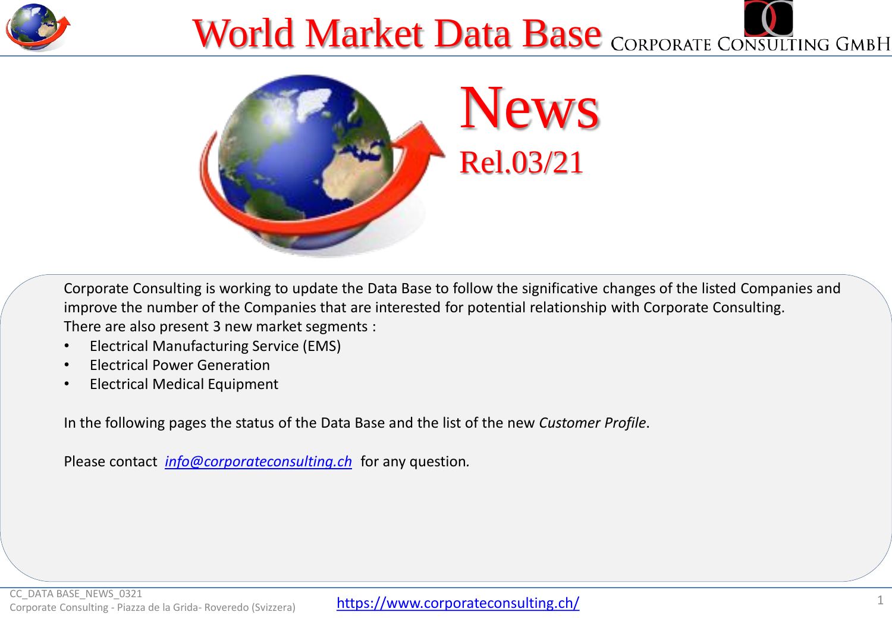# World Market Data Base

CORPORATE CONSULTING GMBH

# News

## Rel.03/21

Corporate Consulting is working to update the Data Base to follow the significative changes of the listed Companies and improve the number of the Companies that are interested for potential relationship with Corporate Consulting.
There are also present 3 new market segments :

- Electrical Manufacturing Service (EMS)
- Electrical Power Generation
- Electrical Medical Equipment

In the following pages the status of the Data Base and the list of the new *Customer Profile*.

Please contact *info@corporateconsulting.ch* for any question.

CC_DATA BASE_NEWS_0321
Corporate Consulting - Piazza de la Grida- Roveredo (Svizzera)

https://www.corporateconsulting.ch/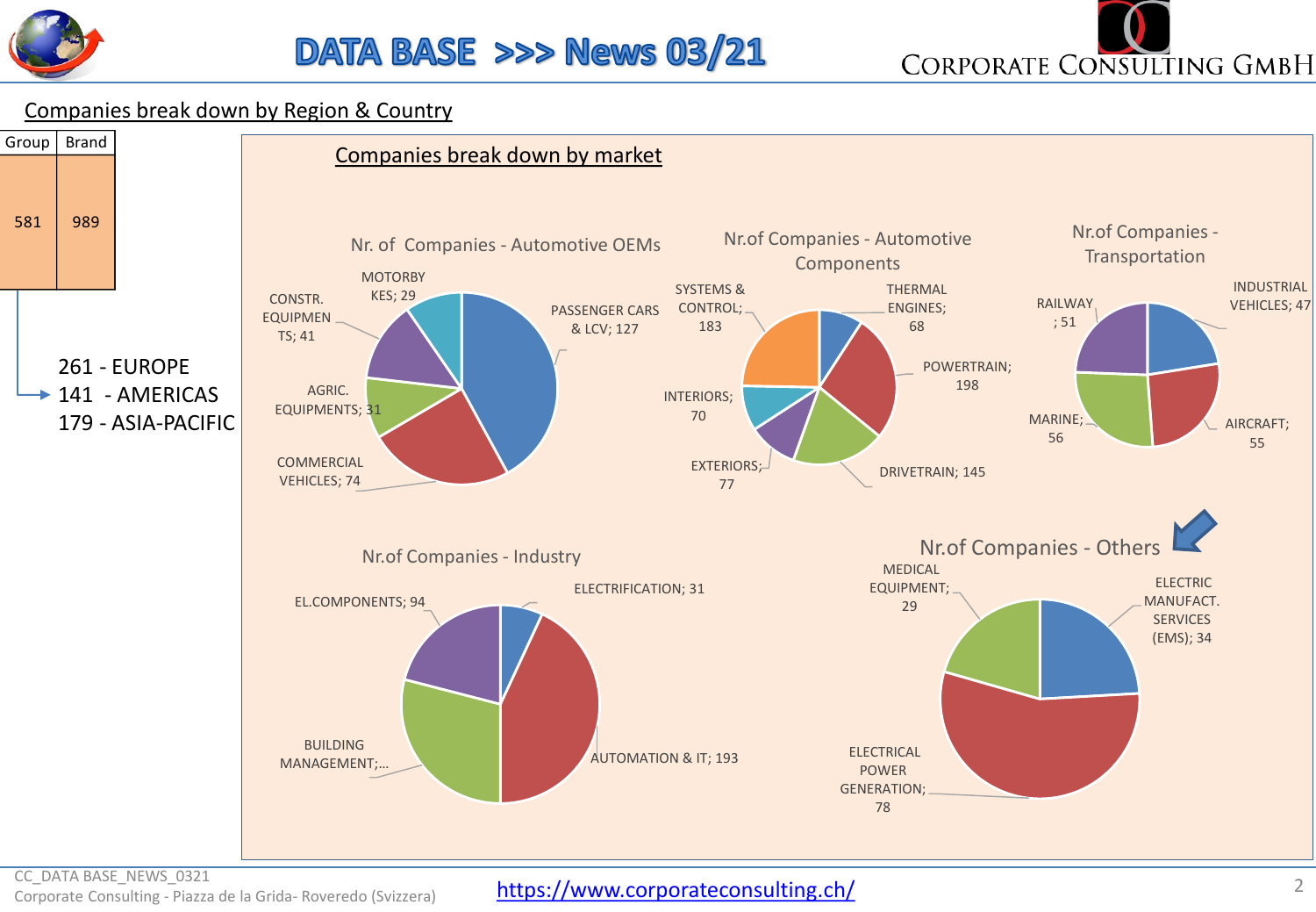# DATA BASE >>> News 03/21

CORPORATE CONSULTING GMBH

## Companies break down by Region & Country

| Group | Brand |
| --- | --- |
| 581 | 989 |

261 - EUROPE
141 - AMERICAS
179 - ASIA-PACIFIC

## Companies break down by market

### Nr. of Companies - Automotive OEMs

MOTORBYKES; 29
CONSTR. EQUIPMENTS; 41
AGRIC. EQUIPMENTS; 31
COMMERCIAL VEHICLES; 74
PASSENGER CARS & LCV; 127

### Nr.of Companies - Automotive Components

SYSTEMS & CONTROL; 183
THERMAL ENGINES; 68
POWERTRAIN; 198
DRIVETRAIN; 145
EXTERIORS; 77
INTERIORS; 70

### Nr.of Companies - Transportation

RAILWAY; 51
INDUSTRIAL VEHICLES; 47
AIRCRAFT; 55
MARINE; 56

### Nr.of Companies - Industry

EL.COMPONENTS; 94
ELECTRIFICATION; 31
AUTOMATION & IT; 193
BUILDING MANAGEMENT;...

### Nr.of Companies - Others

MEDICAL EQUIPMENT; 29
ELECTRIC MANUFACT. SERVICES (EMS); 34
ELECTRICAL POWER GENERATION; 78

CC_DATA BASE_NEWS_0321
Corporate Consulting - Piazza de la Grida- Roveredo (Svizzera)

https://www.corporateconsulting.ch/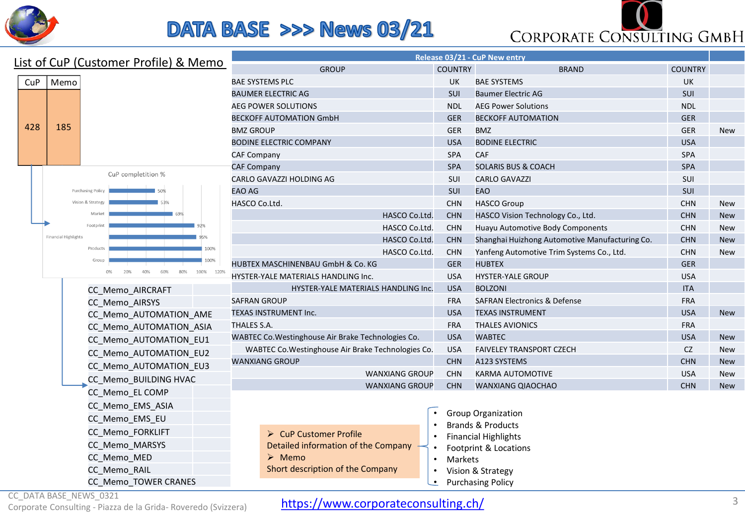# DATA BASE >>> News 03/21

CORPORATE CONSULTING GMBH

## List of CuP (Customer Profile) & Memo

| CuP | Memo |
|---|---|
| 428 | 185 |

CuP completion %

Purchasing Policy 50%
Vision & Strategy 53%
Market 69%
Footprint 92%
Financial Highlights 95%
Products 100%
Group 100%

0% 20% 40% 60% 80% 100% 120%

- CC_Memo_AIRCRAFT
- CC_Memo_AIRSYS
- CC_Memo_AUTOMATION_AME
- CC_Memo_AUTOMATION_ASIA
- CC_Memo_AUTOMATION_EU1
- CC_Memo_AUTOMATION_EU2
- CC_Memo_AUTOMATION_EU3
- CC_Memo_BUILDING HVAC
- CC_Memo_EL COMP
- CC_Memo_EMS_ASIA
- CC_Memo_EMS_EU
- CC_Memo_FORKLIFT
- CC_Memo_MARSYS
- CC_Memo_MED
- CC_Memo_RAIL
- CC_Memo_TOWER CRANES

**Release 03/21 - CuP New entry**

| GROUP | COUNTRY | BRAND | COUNTRY | |
|---|---|---|---|---|
| BAE SYSTEMS PLC | UK | BAE SYSTEMS | UK | |
| BAUMER ELECTRIC AG | SUI | Baumer Electric AG | SUI | |
| AEG POWER SOLUTIONS | NDL | AEG Power Solutions | NDL | |
| BECKOFF AUTOMATION GmbH | GER | BECKOFF AUTOMATION | GER | |
| BMZ GROUP | GER | BMZ | GER | New |
| BODINE ELECTRIC COMPANY | USA | BODINE ELECTRIC | USA | |
| CAF Company | SPA | CAF | SPA | |
| CAF Company | SPA | SOLARIS BUS & COACH | SPA | |
| CARLO GAVAZZI HOLDING AG | SUI | CARLO GAVAZZI | SUI | |
| EAO AG | SUI | EAO | SUI | |
| HASCO Co.Ltd. | CHN | HASCO Group | CHN | New |
| HASCO Co.Ltd. | CHN | HASCO Vision Technology Co., Ltd. | CHN | New |
| HASCO Co.Ltd. | CHN | Huayu Automotive Body Components | CHN | New |
| HASCO Co.Ltd. | CHN | Shanghai Huizhong Automotive Manufacturing Co. | CHN | New |
| HASCO Co.Ltd. | CHN | Yanfeng Automotive Trim Systems Co., Ltd. | CHN | New |
| HUBTEX MASCHINENBAU GmbH & Co. KG | GER | HUBTEX | GER | |
| HYSTER-YALE MATERIALS HANDLING Inc. | USA | HYSTER-YALE GROUP | USA | |
| HYSTER-YALE MATERIALS HANDLING Inc. | USA | BOLZONI | ITA | |
| SAFRAN GROUP | FRA | SAFRAN Electronics & Defense | FRA | |
| TEXAS INSTRUMENT Inc. | USA | TEXAS INSTRUMENT | USA | New |
| THALES S.A. | FRA | THALES AVIONICS | FRA | |
| WABTEC Co.Westinghouse Air Brake Technologies Co. | USA | WABTEC | USA | New |
| WABTEC Co.Westinghouse Air Brake Technologies Co. | USA | FAIVELEY TRANSPORT CZECH | CZ | New |
| WANXIANG GROUP | CHN | A123 SYSTEMS | CHN | New |
| WANXIANG GROUP | CHN | KARMA AUTOMOTIVE | USA | New |
| WANXIANG GROUP | CHN | WANXIANG QIAOCHAO | CHN | New |

- ➢ CuP Customer Profile
  Detailed information of the Company
- ➢ Memo
  Short description of the Company

- Group Organization
- Brands & Products
- Financial Highlights
- Footprint & Locations
- Markets
- Vision & Strategy
- Purchasing Policy

CC_DATA BASE_NEWS_0321
Corporate Consulting - Piazza de la Grida- Roveredo (Svizzera)

https://www.corporateconsulting.ch/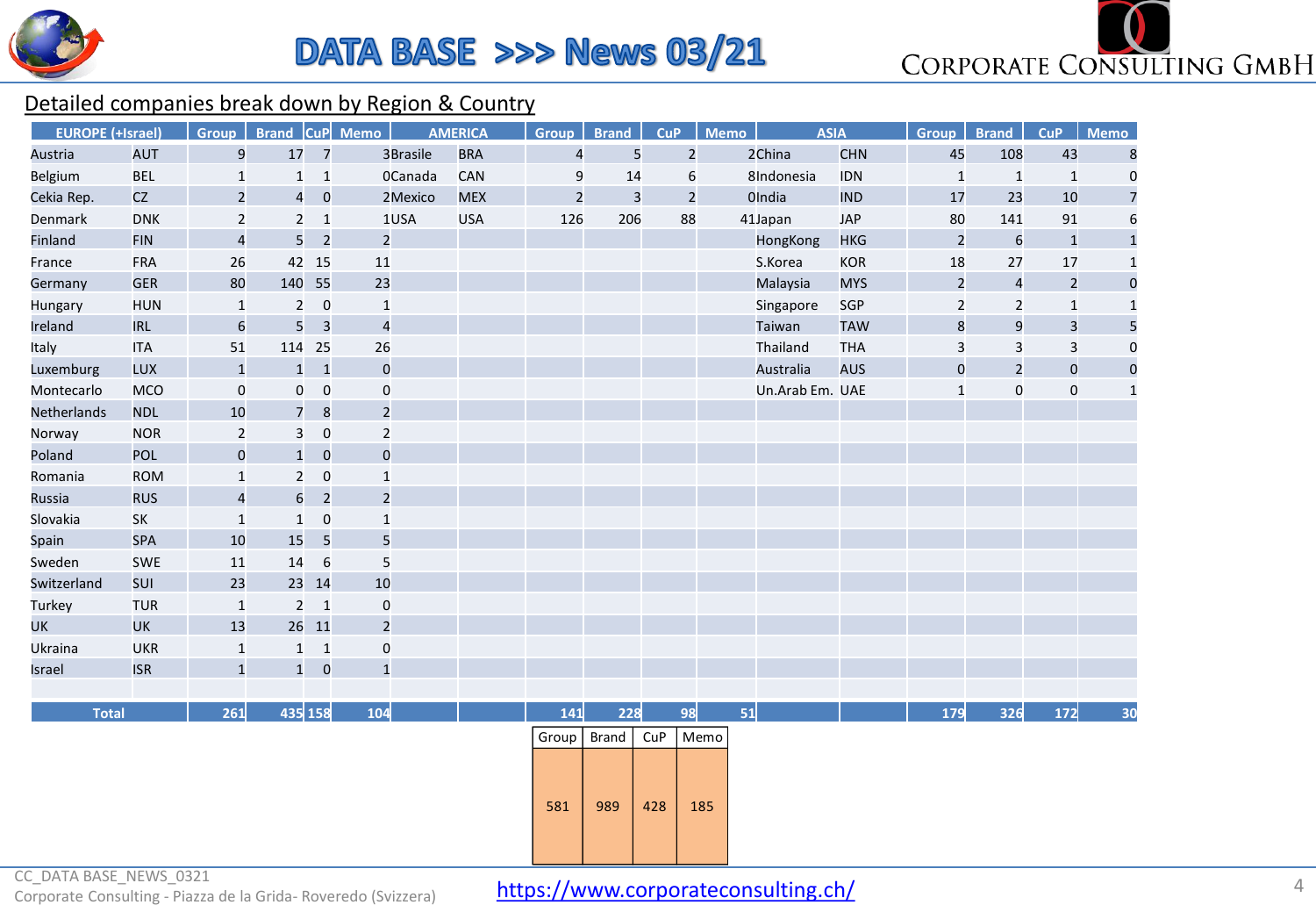# DATA BASE >>> News 03/21

CORPORATE CONSULTING GMBH

## Detailed companies break down by Region & Country

| EUROPE (+Israel) | | Group | Brand | CuP | Memo | AMERICA | | Group | Brand | CuP | Memo | ASIA | | Group | Brand | CuP | Memo |
|---|---|---|---|---|---|---|---|---|---|---|---|---|---|---|---|---|---|
| Austria | AUT | 9 | 17 | 7 | 3 | Brasile | BRA | 4 | 5 | 2 | 2 | China | CHN | 45 | 108 | 43 | 8 |
| Belgium | BEL | 1 | 1 | 1 | 0 | Canada | CAN | 9 | 14 | 6 | 8 | Indonesia | IDN | 1 | 1 | 1 | 0 |
| Cekia Rep. | CZ | 2 | 4 | 0 | 2 | Mexico | MEX | 2 | 3 | 2 | 0 | India | IND | 17 | 23 | 10 | 7 |
| Denmark | DNK | 2 | 2 | 1 | 1 | USA | USA | 126 | 206 | 88 | 41 | Japan | JAP | 80 | 141 | 91 | 6 |
| Finland | FIN | 4 | 5 | 2 | 2 | | | | | | | HongKong | HKG | 2 | 6 | 1 | 1 |
| France | FRA | 26 | 42 | 15 | 11 | | | | | | | S.Korea | KOR | 18 | 27 | 17 | 1 |
| Germany | GER | 80 | 140 | 55 | 23 | | | | | | | Malaysia | MYS | 2 | 4 | 2 | 0 |
| Hungary | HUN | 1 | 2 | 0 | 1 | | | | | | | Singapore | SGP | 2 | 2 | 1 | 1 |
| Ireland | IRL | 6 | 5 | 3 | 4 | | | | | | | Taiwan | TAW | 8 | 9 | 3 | 5 |
| Italy | ITA | 51 | 114 | 25 | 26 | | | | | | | Thailand | THA | 3 | 3 | 3 | 0 |
| Luxemburg | LUX | 1 | 1 | 1 | 0 | | | | | | | Australia | AUS | 0 | 2 | 0 | 0 |
| Montecarlo | MCO | 0 | 0 | 0 | 0 | | | | | | | Un.Arab Em. | UAE | 1 | 0 | 0 | 1 |
| Netherlands | NDL | 10 | 7 | 8 | 2 | | | | | | | | | | | | |
| Norway | NOR | 2 | 3 | 0 | 2 | | | | | | | | | | | | |
| Poland | POL | 0 | 1 | 0 | 0 | | | | | | | | | | | | |
| Romania | ROM | 1 | 2 | 0 | 1 | | | | | | | | | | | | |
| Russia | RUS | 4 | 6 | 2 | 2 | | | | | | | | | | | | |
| Slovakia | SK | 1 | 1 | 0 | 1 | | | | | | | | | | | | |
| Spain | SPA | 10 | 15 | 5 | 5 | | | | | | | | | | | | |
| Sweden | SWE | 11 | 14 | 6 | 5 | | | | | | | | | | | | |
| Switzerland | SUI | 23 | 23 | 14 | 10 | | | | | | | | | | | | |
| Turkey | TUR | 1 | 2 | 1 | 0 | | | | | | | | | | | | |
| UK | UK | 13 | 26 | 11 | 2 | | | | | | | | | | | | |
| Ukraina | UKR | 1 | 1 | 1 | 0 | | | | | | | | | | | | |
| Israel | ISR | 1 | 1 | 0 | 1 | | | | | | | | | | | | |
| **Total** | | **261** | **435** | **158** | **104** | | | **141** | **228** | **98** | **51** | | | **179** | **326** | **172** | **30** |

| Group | Brand | CuP | Memo |
|---|---|---|---|
| 581 | 989 | 428 | 185 |

CC_DATA BASE_NEWS_0321

Corporate Consulting - Piazza de la Grida- Roveredo (Svizzera)

https://www.corporateconsulting.ch/